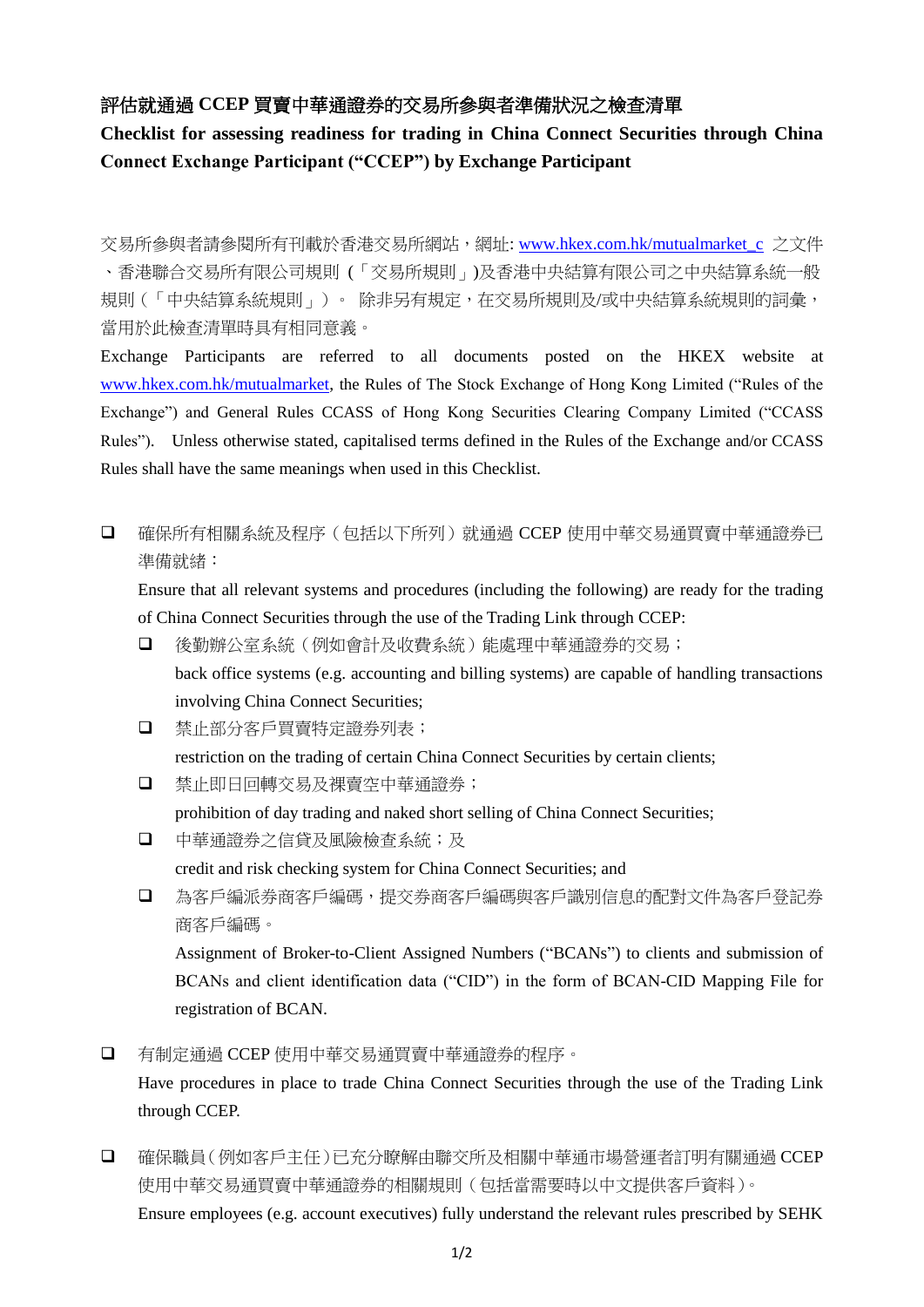# 評估就通過 CCEP 買賣中華通證券的交易所參與者準備狀況之檢查清單

**Checklist for assessing readiness for trading in China Connect Securities through China Connect Exchange Participant ("CCEP") by Exchange Participant**

交易所參與者請參閱所有刊載於香港交易所網站，網址: www.hkex.com.hk/mutualmarket_c 之文件、香港聯合交易所有限公司規則（「交易所規則」)及香港中央結算有限公司之中央結算系統一般規則（「中央結算系統規則」）。 除非另有規定，在交易所規則及/或中央結算系統規則的詞彙，當用於此檢查清單時具有相同意義。

Exchange Participants are referred to all documents posted on the HKEX website at www.hkex.com.hk/mutualmarket, the Rules of The Stock Exchange of Hong Kong Limited ("Rules of the Exchange") and General Rules CCASS of Hong Kong Securities Clearing Company Limited ("CCASS Rules"). Unless otherwise stated, capitalised terms defined in the Rules of the Exchange and/or CCASS Rules shall have the same meanings when used in this Checklist.

- ☐ 確保所有相關系統及程序（包括以下所列）就通過 CCEP 使用中華交易通買賣中華通證券已準備就緒：

  Ensure that all relevant systems and procedures (including the following) are ready for the trading of China Connect Securities through the use of the Trading Link through CCEP:

  - ☐ 後勤辦公室系統（例如會計及收費系統）能處理中華通證券的交易；

    back office systems (e.g. accounting and billing systems) are capable of handling transactions involving China Connect Securities;

  - ☐ 禁止部分客戶買賣特定證券列表；

    restriction on the trading of certain China Connect Securities by certain clients;

  - ☐ 禁止即日回轉交易及裸賣空中華通證券；

    prohibition of day trading and naked short selling of China Connect Securities;

  - ☐ 中華通證券之信貸及風險檢查系統；及

    credit and risk checking system for China Connect Securities; and

  - ☐ 為客戶編派券商客戶編碼，提交券商客戶編碼與客戶識別信息的配對文件為客戶登記券商客戶編碼。

    Assignment of Broker-to-Client Assigned Numbers ("BCANs") to clients and submission of BCANs and client identification data ("CID") in the form of BCAN-CID Mapping File for registration of BCAN.

- ☐ 有制定通過 CCEP 使用中華交易通買賣中華通證券的程序。

  Have procedures in place to trade China Connect Securities through the use of the Trading Link through CCEP.

- ☐ 確保職員（例如客戶主任）已充分瞭解由聯交所及相關中華通市場營運者訂明有關通過 CCEP 使用中華交易通買賣中華通證券的相關規則（包括當需要時以中文提供客戶資料）。

  Ensure employees (e.g. account executives) fully understand the relevant rules prescribed by SEHK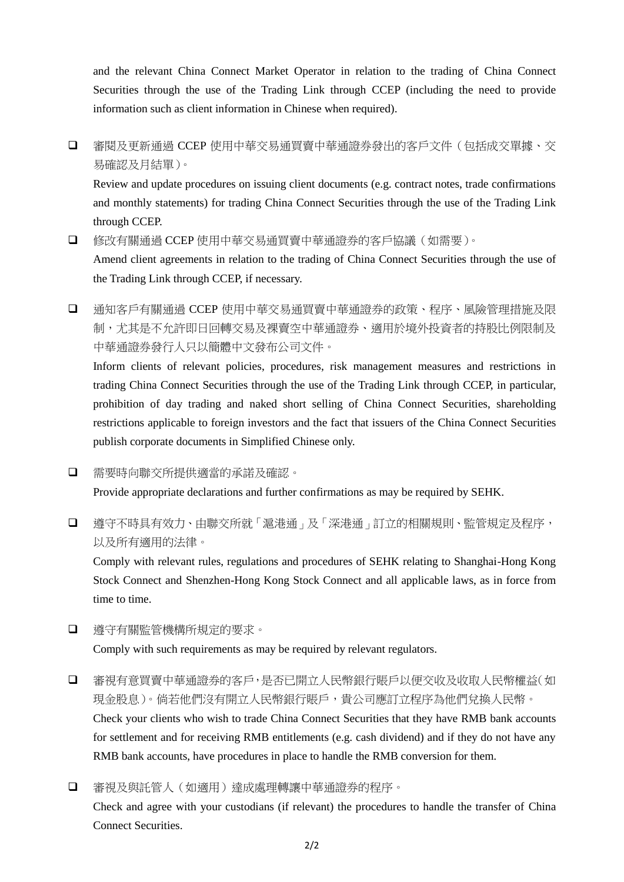and the relevant China Connect Market Operator in relation to the trading of China Connect Securities through the use of the Trading Link through CCEP (including the need to provide information such as client information in Chinese when required).

- ❑ 審閱及更新通過 CCEP 使用中華交易通買賣中華通證券發出的客戶文件（包括成交單據、交易確認及月結單）。

  Review and update procedures on issuing client documents (e.g. contract notes, trade confirmations and monthly statements) for trading China Connect Securities through the use of the Trading Link through CCEP.

- ❑ 修改有關通過 CCEP 使用中華交易通買賣中華通證券的客戶協議（如需要）。

  Amend client agreements in relation to the trading of China Connect Securities through the use of the Trading Link through CCEP, if necessary.

- ❑ 通知客戶有關通過 CCEP 使用中華交易通買賣中華通證券的政策、程序、風險管理措施及限制，尤其是不允許即日回轉交易及裸賣空中華通證券、適用於境外投資者的持股比例限制及中華通證券發行人只以簡體中文發布公司文件。

  Inform clients of relevant policies, procedures, risk management measures and restrictions in trading China Connect Securities through the use of the Trading Link through CCEP, in particular, prohibition of day trading and naked short selling of China Connect Securities, shareholding restrictions applicable to foreign investors and the fact that issuers of the China Connect Securities publish corporate documents in Simplified Chinese only.

- ❑ 需要時向聯交所提供適當的承諾及確認。

  Provide appropriate declarations and further confirmations as may be required by SEHK.

- ❑ 遵守不時具有效力、由聯交所就「滬港通」及「深港通」訂立的相關規則、監管規定及程序，以及所有適用的法律。

  Comply with relevant rules, regulations and procedures of SEHK relating to Shanghai-Hong Kong Stock Connect and Shenzhen-Hong Kong Stock Connect and all applicable laws, as in force from time to time.

- ❑ 遵守有關監管機構所規定的要求。

  Comply with such requirements as may be required by relevant regulators.

- ❑ 審視有意買賣中華通證券的客戶，是否已開立人民幣銀行賬戶以便交收及收取人民幣權益（如現金股息）。倘若他們沒有開立人民幣銀行賬戶，貴公司應訂立程序為他們兌換人民幣。

  Check your clients who wish to trade China Connect Securities that they have RMB bank accounts for settlement and for receiving RMB entitlements (e.g. cash dividend) and if they do not have any RMB bank accounts, have procedures in place to handle the RMB conversion for them.

- ❑ 審視及與託管人（如適用）達成處理轉讓中華通證券的程序。

  Check and agree with your custodians (if relevant) the procedures to handle the transfer of China Connect Securities.